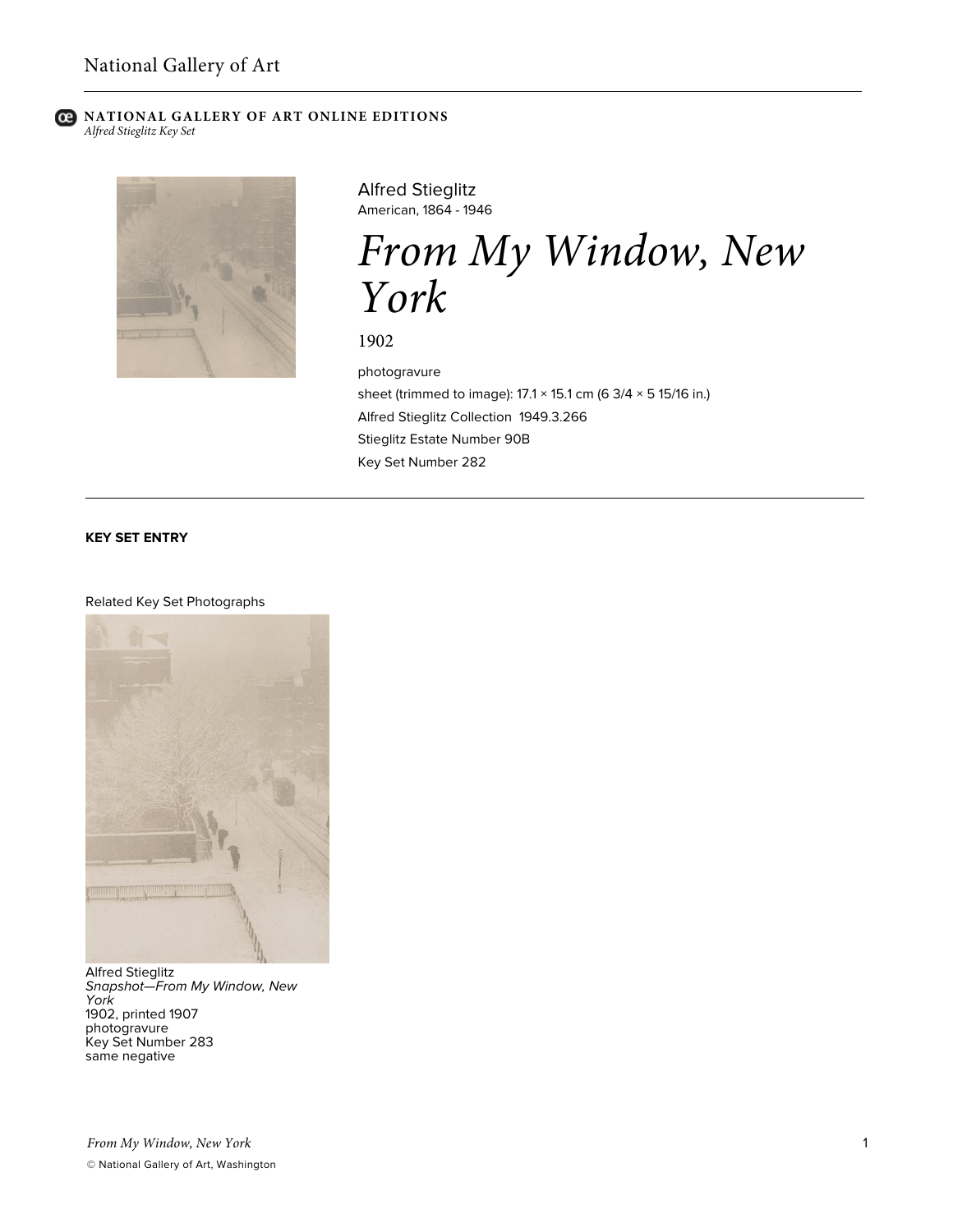National Gallery of Art

**NATIONAL GALLERY OF ART ONLINE EDITIONS**
*Alfred Stieglitz Key Set*

Alfred Stieglitz
American, 1864 - 1946

# *From My Window, New York*

1902

photogravure
sheet (trimmed to image): 17.1 × 15.1 cm (6 3/4 × 5 15/16 in.)
Alfred Stieglitz Collection 1949.3.266
Stieglitz Estate Number 90B
Key Set Number 282

**KEY SET ENTRY**

Related Key Set Photographs

Alfred Stieglitz
*Snapshot—From My Window, New York*
1902, printed 1907
photogravure
Key Set Number 283
same negative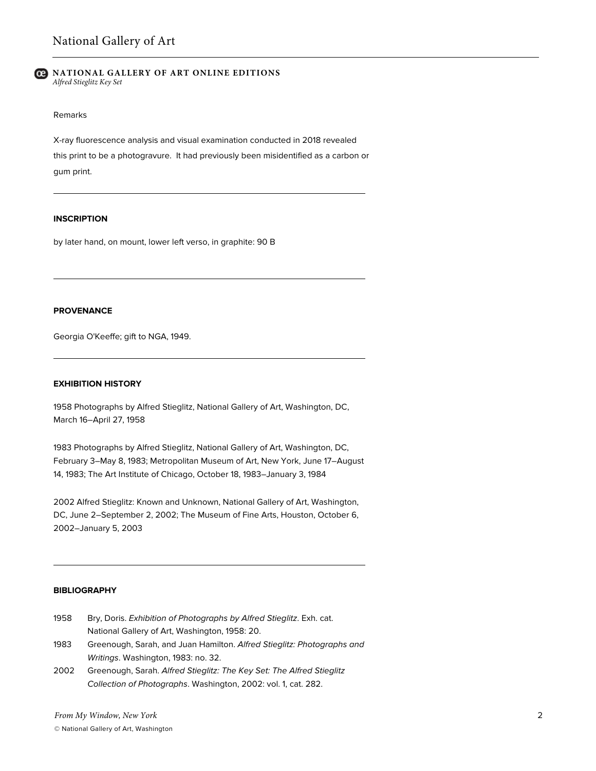Remarks

X-ray fluorescence analysis and visual examination conducted in 2018 revealed this print to be a photogravure. It had previously been misidentified as a carbon or gum print.

---

**INSCRIPTION**

by later hand, on mount, lower left verso, in graphite: 90 B

---

**PROVENANCE**

Georgia O'Keeffe; gift to NGA, 1949.

---

**EXHIBITION HISTORY**

1958 Photographs by Alfred Stieglitz, National Gallery of Art, Washington, DC, March 16–April 27, 1958

1983 Photographs by Alfred Stieglitz, National Gallery of Art, Washington, DC, February 3–May 8, 1983; Metropolitan Museum of Art, New York, June 17–August 14, 1983; The Art Institute of Chicago, October 18, 1983–January 3, 1984

2002 Alfred Stieglitz: Known and Unknown, National Gallery of Art, Washington, DC, June 2–September 2, 2002; The Museum of Fine Arts, Houston, October 6, 2002–January 5, 2003

---

**BIBLIOGRAPHY**

1958 Bry, Doris. *Exhibition of Photographs by Alfred Stieglitz*. Exh. cat. National Gallery of Art, Washington, 1958: 20.

1983 Greenough, Sarah, and Juan Hamilton. *Alfred Stieglitz: Photographs and Writings*. Washington, 1983: no. 32.

2002 Greenough, Sarah. *Alfred Stieglitz: The Key Set: The Alfred Stieglitz Collection of Photographs*. Washington, 2002: vol. 1, cat. 282.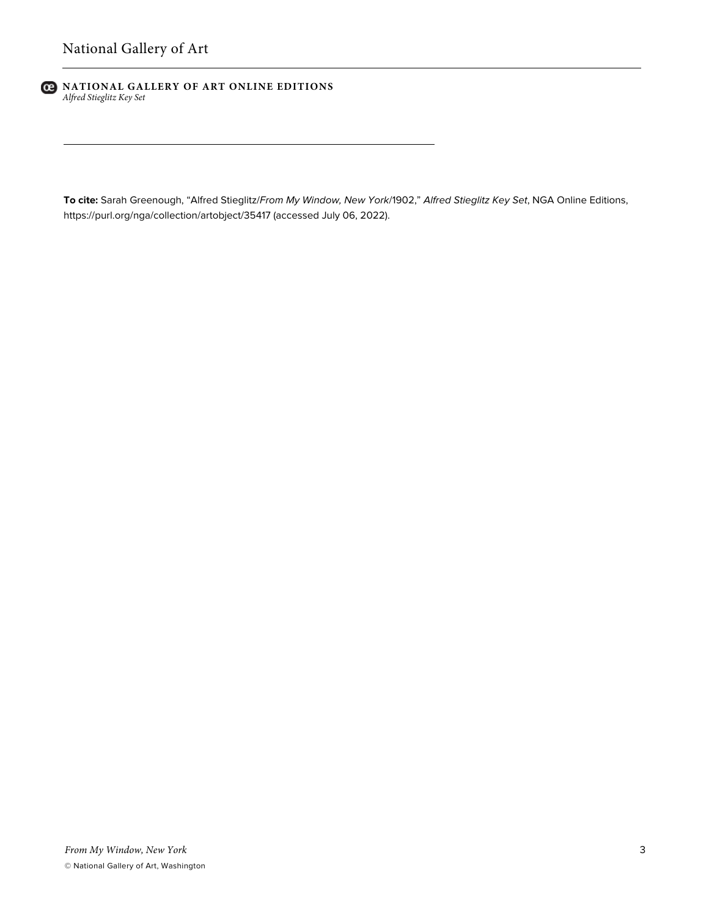**To cite:** Sarah Greenough, "Alfred Stieglitz/*From My Window, New York*/1902," *Alfred Stieglitz Key Set*, NGA Online Editions, https://purl.org/nga/collection/artobject/35417 (accessed July 06, 2022).